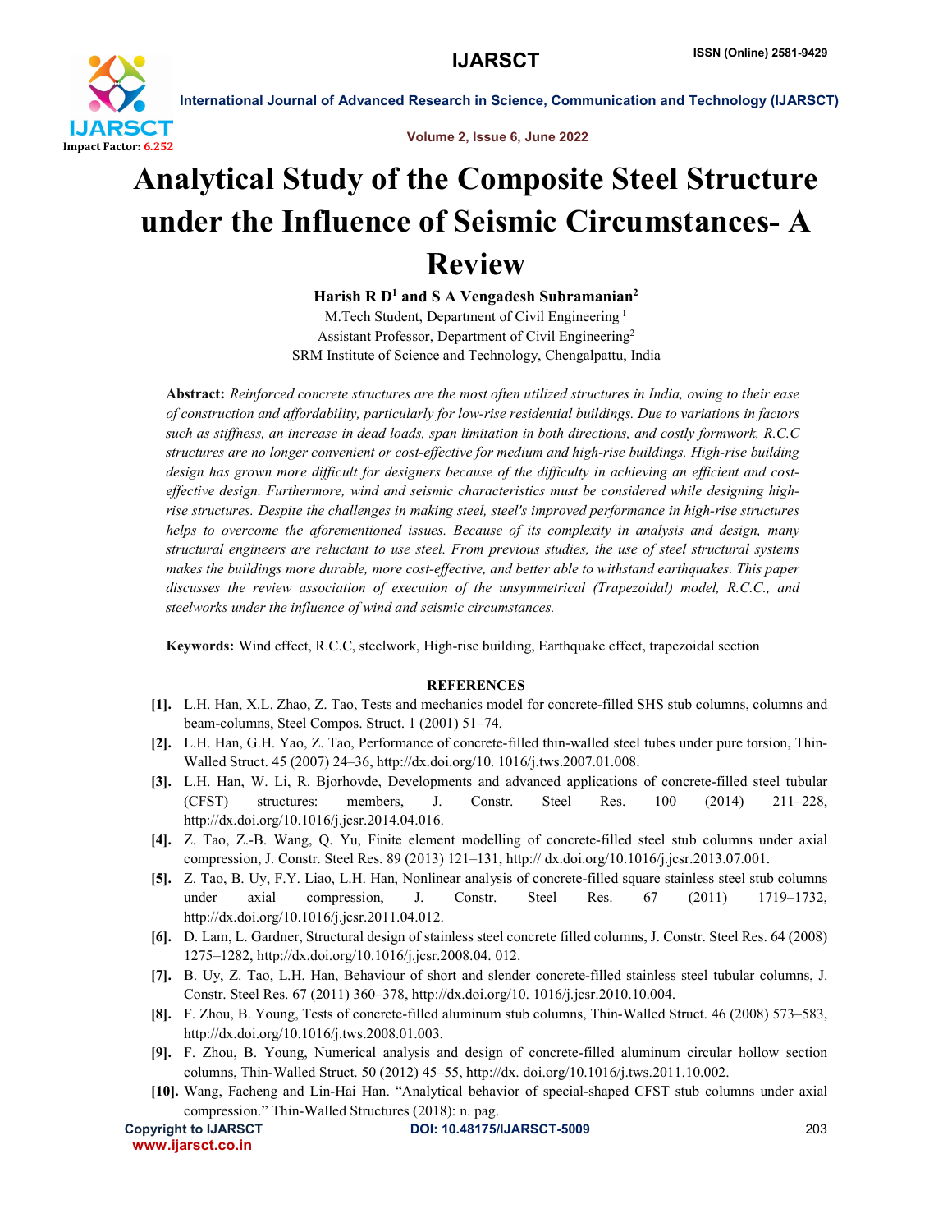# Analytical Study of the Composite Steel Structure under the Influence of Seismic Circumstances- A Review

**Harish R D[1] and S A Vengadesh Subramanian[2]**

M.Tech Student, Department of Civil Engineering [1]
Assistant Professor, Department of Civil Engineering[2]
SRM Institute of Science and Technology, Chengalpattu, India

**Abstract:** *Reinforced concrete structures are the most often utilized structures in India, owing to their ease of construction and affordability, particularly for low-rise residential buildings. Due to variations in factors such as stiffness, an increase in dead loads, span limitation in both directions, and costly formwork, R.C.C structures are no longer convenient or cost-effective for medium and high-rise buildings. High-rise building design has grown more difficult for designers because of the difficulty in achieving an efficient and cost-effective design. Furthermore, wind and seismic characteristics must be considered while designing high-rise structures. Despite the challenges in making steel, steel's improved performance in high-rise structures helps to overcome the aforementioned issues. Because of its complexity in analysis and design, many structural engineers are reluctant to use steel. From previous studies, the use of steel structural systems makes the buildings more durable, more cost-effective, and better able to withstand earthquakes. This paper discusses the review association of execution of the unsymmetrical (Trapezoidal) model, R.C.C., and steelworks under the influence of wind and seismic circumstances.*

**Keywords:** Wind effect, R.C.C, steelwork, High-rise building, Earthquake effect, trapezoidal section

## REFERENCES

**[1].** L.H. Han, X.L. Zhao, Z. Tao, Tests and mechanics model for concrete-filled SHS stub columns, columns and beam-columns, Steel Compos. Struct. 1 (2001) 51–74.

**[2].** L.H. Han, G.H. Yao, Z. Tao, Performance of concrete-filled thin-walled steel tubes under pure torsion, Thin-Walled Struct. 45 (2007) 24–36, http://dx.doi.org/10. 1016/j.tws.2007.01.008.

**[3].** L.H. Han, W. Li, R. Bjorhovde, Developments and advanced applications of concrete-filled steel tubular (CFST) structures: members, J. Constr. Steel Res. 100 (2014) 211–228, http://dx.doi.org/10.1016/j.jcsr.2014.04.016.

**[4].** Z. Tao, Z.-B. Wang, Q. Yu, Finite element modelling of concrete-filled steel stub columns under axial compression, J. Constr. Steel Res. 89 (2013) 121–131, http:// dx.doi.org/10.1016/j.jcsr.2013.07.001.

**[5].** Z. Tao, B. Uy, F.Y. Liao, L.H. Han, Nonlinear analysis of concrete-filled square stainless steel stub columns under axial compression, J. Constr. Steel Res. 67 (2011) 1719–1732, http://dx.doi.org/10.1016/j.jcsr.2011.04.012.

**[6].** D. Lam, L. Gardner, Structural design of stainless steel concrete filled columns, J. Constr. Steel Res. 64 (2008) 1275–1282, http://dx.doi.org/10.1016/j.jcsr.2008.04. 012.

**[7].** B. Uy, Z. Tao, L.H. Han, Behaviour of short and slender concrete-filled stainless steel tubular columns, J. Constr. Steel Res. 67 (2011) 360–378, http://dx.doi.org/10. 1016/j.jcsr.2010.10.004.

**[8].** F. Zhou, B. Young, Tests of concrete-filled aluminum stub columns, Thin-Walled Struct. 46 (2008) 573–583, http://dx.doi.org/10.1016/j.tws.2008.01.003.

**[9].** F. Zhou, B. Young, Numerical analysis and design of concrete-filled aluminum circular hollow section columns, Thin-Walled Struct. 50 (2012) 45–55, http://dx. doi.org/10.1016/j.tws.2011.10.002.

**[10].** Wang, Facheng and Lin-Hai Han. "Analytical behavior of special-shaped CFST stub columns under axial compression." Thin-Walled Structures (2018): n. pag.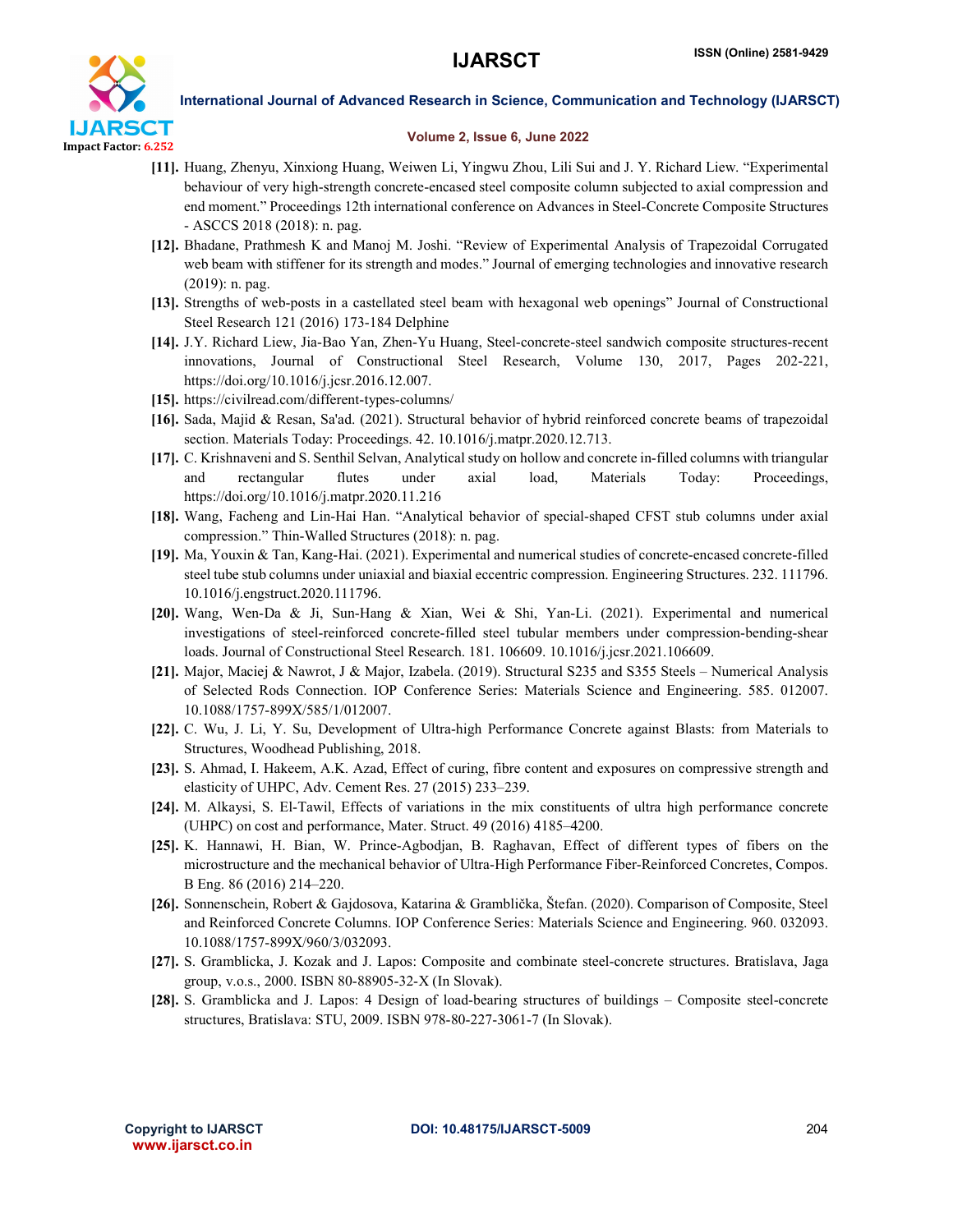[11]. Huang, Zhenyu, Xinxiong Huang, Weiwen Li, Yingwu Zhou, Lili Sui and J. Y. Richard Liew. "Experimental behaviour of very high-strength concrete-encased steel composite column subjected to axial compression and end moment." Proceedings 12th international conference on Advances in Steel-Concrete Composite Structures - ASCCS 2018 (2018): n. pag.

[12]. Bhadane, Prathmesh K and Manoj M. Joshi. "Review of Experimental Analysis of Trapezoidal Corrugated web beam with stiffener for its strength and modes." Journal of emerging technologies and innovative research (2019): n. pag.

[13]. Strengths of web-posts in a castellated steel beam with hexagonal web openings" Journal of Constructional Steel Research 121 (2016) 173-184 Delphine

[14]. J.Y. Richard Liew, Jia-Bao Yan, Zhen-Yu Huang, Steel-concrete-steel sandwich composite structures-recent innovations, Journal of Constructional Steel Research, Volume 130, 2017, Pages 202-221, https://doi.org/10.1016/j.jcsr.2016.12.007.

[15]. https://civilread.com/different-types-columns/

[16]. Sada, Majid & Resan, Sa'ad. (2021). Structural behavior of hybrid reinforced concrete beams of trapezoidal section. Materials Today: Proceedings. 42. 10.1016/j.matpr.2020.12.713.

[17]. C. Krishnaveni and S. Senthil Selvan, Analytical study on hollow and concrete in-filled columns with triangular and rectangular flutes under axial load, Materials Today: Proceedings, https://doi.org/10.1016/j.matpr.2020.11.216

[18]. Wang, Facheng and Lin-Hai Han. "Analytical behavior of special-shaped CFST stub columns under axial compression." Thin-Walled Structures (2018): n. pag.

[19]. Ma, Youxin & Tan, Kang-Hai. (2021). Experimental and numerical studies of concrete-encased concrete-filled steel tube stub columns under uniaxial and biaxial eccentric compression. Engineering Structures. 232. 111796. 10.1016/j.engstruct.2020.111796.

[20]. Wang, Wen-Da & Ji, Sun-Hang & Xian, Wei & Shi, Yan-Li. (2021). Experimental and numerical investigations of steel-reinforced concrete-filled steel tubular members under compression-bending-shear loads. Journal of Constructional Steel Research. 181. 106609. 10.1016/j.jcsr.2021.106609.

[21]. Major, Maciej & Nawrot, J & Major, Izabela. (2019). Structural S235 and S355 Steels – Numerical Analysis of Selected Rods Connection. IOP Conference Series: Materials Science and Engineering. 585. 012007. 10.1088/1757-899X/585/1/012007.

[22]. C. Wu, J. Li, Y. Su, Development of Ultra-high Performance Concrete against Blasts: from Materials to Structures, Woodhead Publishing, 2018.

[23]. S. Ahmad, I. Hakeem, A.K. Azad, Effect of curing, fibre content and exposures on compressive strength and elasticity of UHPC, Adv. Cement Res. 27 (2015) 233–239.

[24]. M. Alkaysi, S. El-Tawil, Effects of variations in the mix constituents of ultra high performance concrete (UHPC) on cost and performance, Mater. Struct. 49 (2016) 4185–4200.

[25]. K. Hannawi, H. Bian, W. Prince-Agbodjan, B. Raghavan, Effect of different types of fibers on the microstructure and the mechanical behavior of Ultra-High Performance Fiber-Reinforced Concretes, Compos. B Eng. 86 (2016) 214–220.

[26]. Sonnenschein, Robert & Gajdosova, Katarina & Gramblička, Štefan. (2020). Comparison of Composite, Steel and Reinforced Concrete Columns. IOP Conference Series: Materials Science and Engineering. 960. 032093. 10.1088/1757-899X/960/3/032093.

[27]. S. Gramblicka, J. Kozak and J. Lapos: Composite and combinate steel-concrete structures. Bratislava, Jaga group, v.o.s., 2000. ISBN 80-88905-32-X (In Slovak).

[28]. S. Gramblicka and J. Lapos: 4 Design of load-bearing structures of buildings – Composite steel-concrete structures, Bratislava: STU, 2009. ISBN 978-80-227-3061-7 (In Slovak).